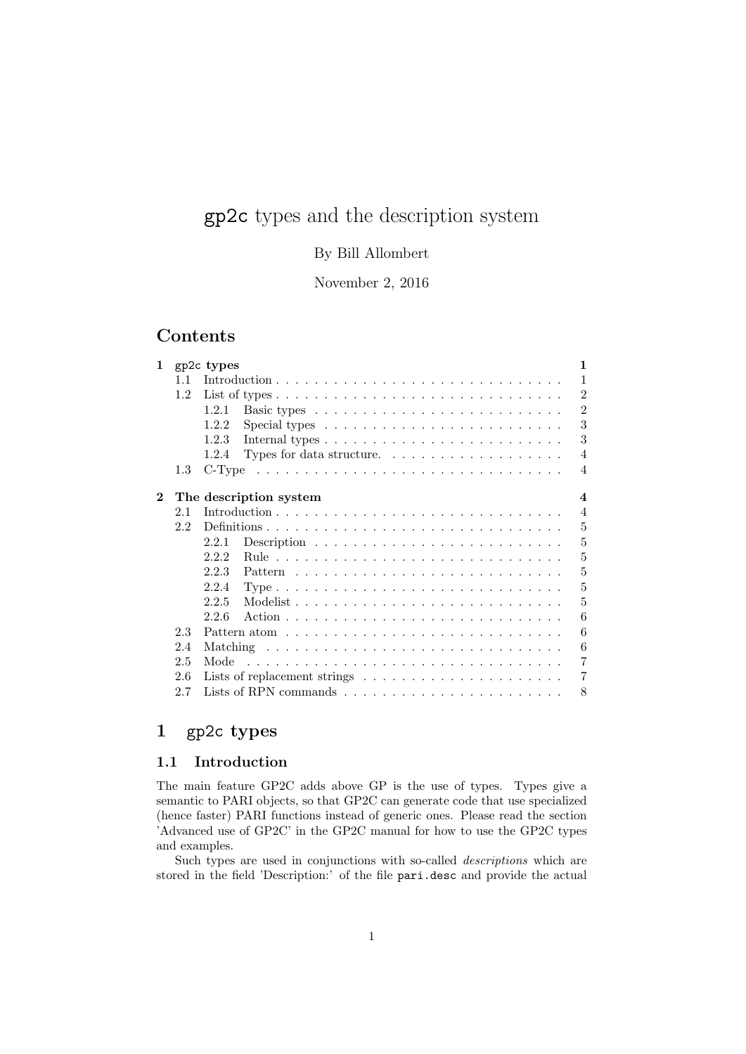# `gp2c` types and the description system

By Bill Allombert

November 2, 2016

## Contents

- **1 `gp2c` types** — 1
  - 1.1 Introduction — 1
  - 1.2 List of types — 2
    - 1.2.1 Basic types — 2
    - 1.2.2 Special types — 3
    - 1.2.3 Internal types — 3
    - 1.2.4 Types for data structure. — 4
  - 1.3 C-Type — 4
- **2 The description system** — 4
  - 2.1 Introduction — 4
  - 2.2 Definitions — 5
    - 2.2.1 Description — 5
    - 2.2.2 Rule — 5
    - 2.2.3 Pattern — 5
    - 2.2.4 Type — 5
    - 2.2.5 Modelist — 5
    - 2.2.6 Action — 6
  - 2.3 Pattern atom — 6
  - 2.4 Matching — 6
  - 2.5 Mode — 7
  - 2.6 Lists of replacement strings — 7
  - 2.7 Lists of RPN commands — 8

# 1 `gp2c` types

## 1.1 Introduction

The main feature GP2C adds above GP is the use of types. Types give a semantic to PARI objects, so that GP2C can generate code that use specialized (hence faster) PARI functions instead of generic ones. Please read the section 'Advanced use of GP2C' in the GP2C manual for how to use the GP2C types and examples.

Such types are used in conjunctions with so-called *descriptions* which are stored in the field 'Description:' of the file `pari.desc` and provide the actual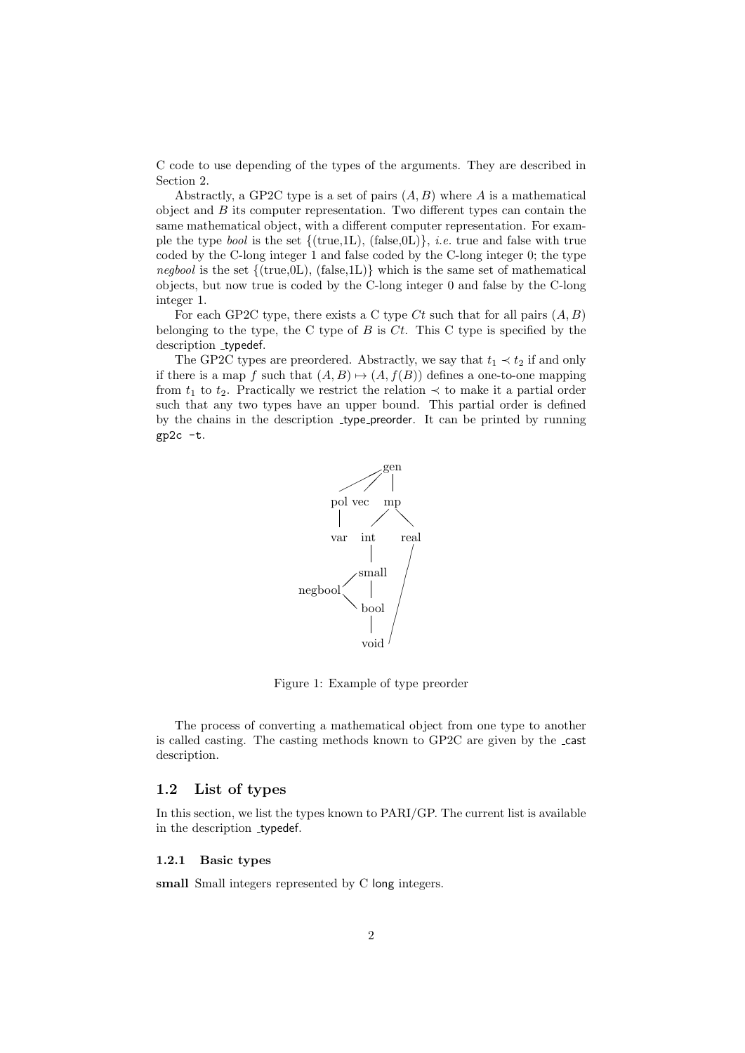C code to use depending of the types of the arguments. They are described in Section 2.

Abstractly, a GP2C type is a set of pairs $(A, B)$ where $A$ is a mathematical object and $B$ its computer representation. Two different types can contain the same mathematical object, with a different computer representation. For example the type *bool* is the set {(true,1L), (false,0L)}, *i.e.* true and false with true coded by the C-long integer 1 and false coded by the C-long integer 0; the type *negbool* is the set {(true,0L), (false,1L)} which is the same set of mathematical objects, but now true is coded by the C-long integer 0 and false by the C-long integer 1.

For each GP2C type, there exists a C type $Ct$ such that for all pairs $(A, B)$ belonging to the type, the C type of $B$ is $Ct$. This C type is specified by the description _typedef.

The GP2C types are preordered. Abstractly, we say that $t_1 \prec t_2$ if and only if there is a map $f$ such that $(A, B) \mapsto (A, f(B))$ defines a one-to-one mapping from $t_1$ to $t_2$. Practically we restrict the relation $\prec$ to make it a partial order such that any two types have an upper bound. This partial order is defined by the chains in the description _type_preorder. It can be printed by running `gp2c -t`.

```
              gen
           /   /  |
         pol vec  mp
          |      /  \
         var   int   real
                |      /
              small   /
     negbool<   |    /
              bool  /
                |  /
              void
```

Figure 1: Example of type preorder

The process of converting a mathematical object from one type to another is called casting. The casting methods known to GP2C are given by the _cast description.

### 1.2 List of types

In this section, we list the types known to PARI/GP. The current list is available in the description _typedef.

#### 1.2.1 Basic types

**small** Small integers represented by C long integers.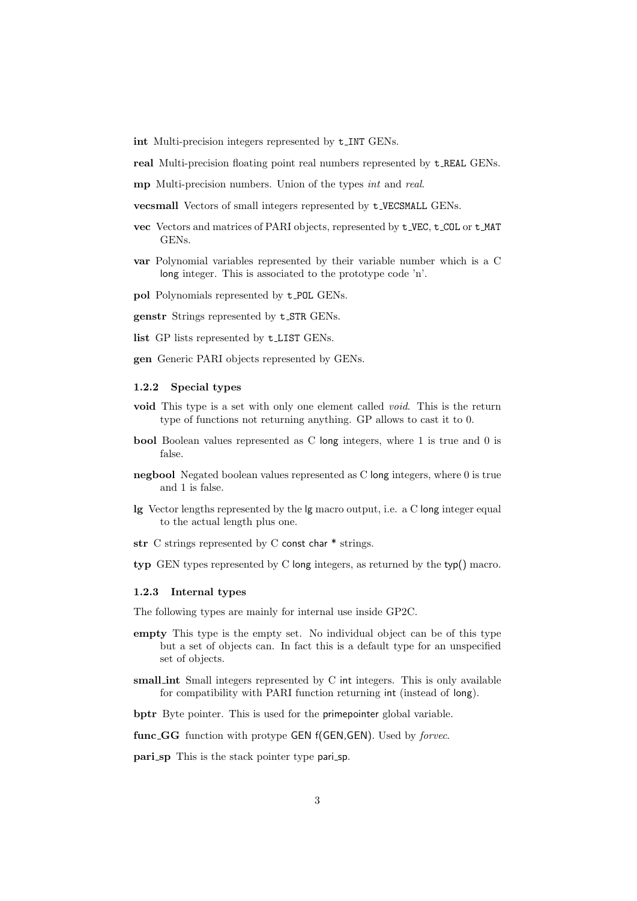**int** Multi-precision integers represented by `t_INT` GENs.

**real** Multi-precision floating point real numbers represented by `t_REAL` GENs.

**mp** Multi-precision numbers. Union of the types *int* and *real*.

**vecsmall** Vectors of small integers represented by `t_VECSMALL` GENs.

**vec** Vectors and matrices of PARI objects, represented by `t_VEC`, `t_COL` or `t_MAT` GENs.

**var** Polynomial variables represented by their variable number which is a C long integer. This is associated to the prototype code 'n'.

**pol** Polynomials represented by `t_POL` GENs.

**genstr** Strings represented by `t_STR` GENs.

**list** GP lists represented by `t_LIST` GENs.

**gen** Generic PARI objects represented by GENs.

### 1.2.2 Special types

**void** This type is a set with only one element called *void*. This is the return type of functions not returning anything. GP allows to cast it to 0.

**bool** Boolean values represented as C long integers, where 1 is true and 0 is false.

**negbool** Negated boolean values represented as C long integers, where 0 is true and 1 is false.

**lg** Vector lengths represented by the lg macro output, i.e. a C long integer equal to the actual length plus one.

**str** C strings represented by C const char * strings.

**typ** GEN types represented by C long integers, as returned by the typ() macro.

### 1.2.3 Internal types

The following types are mainly for internal use inside GP2C.

**empty** This type is the empty set. No individual object can be of this type but a set of objects can. In fact this is a default type for an unspecified set of objects.

**small_int** Small integers represented by C int integers. This is only available for compatibility with PARI function returning int (instead of long).

**bptr** Byte pointer. This is used for the primepointer global variable.

**func_GG** function with protype GEN f(GEN,GEN). Used by *forvec*.

**pari_sp** This is the stack pointer type pari_sp.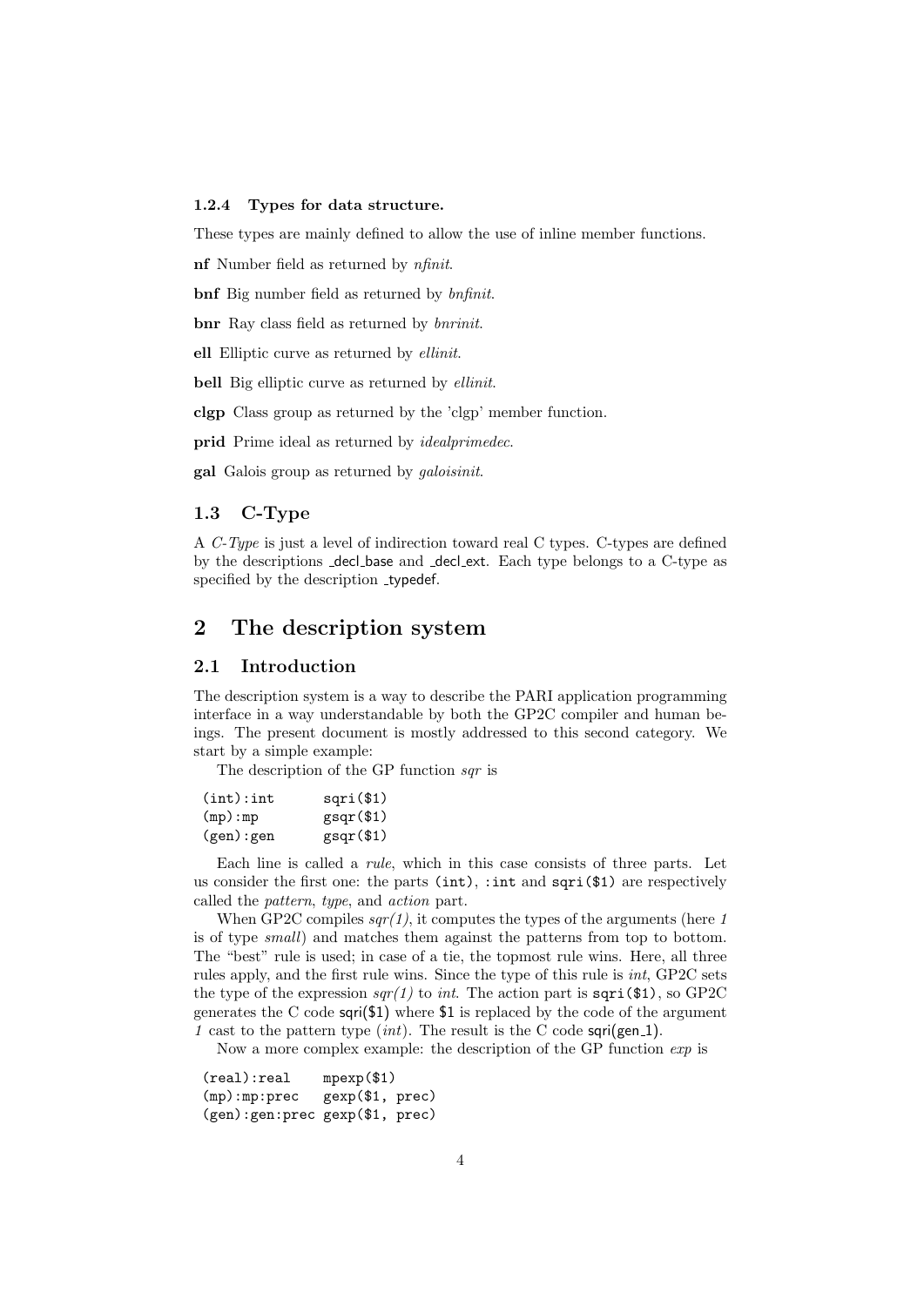#### 1.2.4 Types for data structure.

These types are mainly defined to allow the use of inline member functions.

**nf** Number field as returned by *nfinit*.

**bnf** Big number field as returned by *bnfinit*.

**bnr** Ray class field as returned by *bnrinit*.

**ell** Elliptic curve as returned by *ellinit*.

**bell** Big elliptic curve as returned by *ellinit*.

**clgp** Class group as returned by the 'clgp' member function.

**prid** Prime ideal as returned by *idealprimedec*.

**gal** Galois group as returned by *galoisinit*.

### 1.3 C-Type

A *C-Type* is just a level of indirection toward real C types. C-types are defined by the descriptions _decl_base and _decl_ext. Each type belongs to a C-type as specified by the description _typedef.

## 2 The description system

### 2.1 Introduction

The description system is a way to describe the PARI application programming interface in a way understandable by both the GP2C compiler and human beings. The present document is mostly addressed to this second category. We start by a simple example:

The description of the GP function *sqr* is

```
(int):int       sqri($1)
(mp):mp         gsqr($1)
(gen):gen       gsqr($1)
```

Each line is called a *rule*, which in this case consists of three parts. Let us consider the first one: the parts `(int)`, `:int` and `sqri($1)` are respectively called the *pattern*, *type*, and *action* part.

When GP2C compiles *sqr(1)*, it computes the types of the arguments (here *1* is of type *small*) and matches them against the patterns from top to bottom. The "best" rule is used; in case of a tie, the topmost rule wins. Here, all three rules apply, and the first rule wins. Since the type of this rule is *int*, GP2C sets the type of the expression *sqr(1)* to *int*. The action part is `sqri($1)`, so GP2C generates the C code sqri($1) where $1 is replaced by the code of the argument *1* cast to the pattern type (*int*). The result is the C code sqri(gen_1).

Now a more complex example: the description of the GP function *exp* is

```
(real):real     mpexp($1)
(mp):mp:prec    gexp($1, prec)
(gen):gen:prec  gexp($1, prec)
```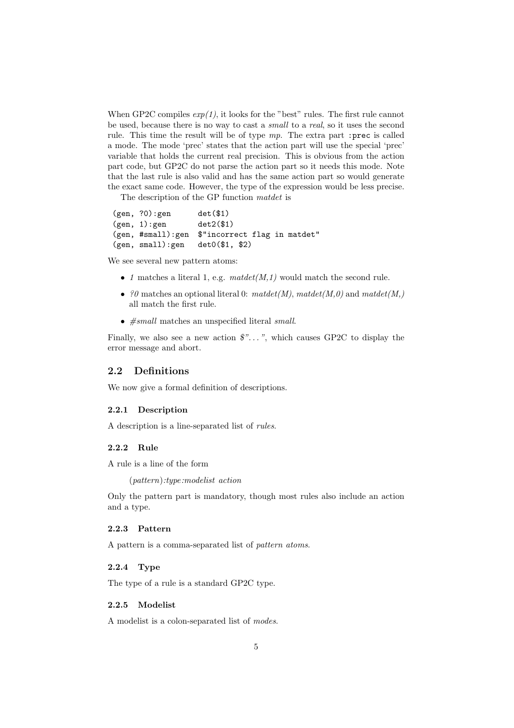When GP2C compiles *exp(1)*, it looks for the "best" rules. The first rule cannot be used, because there is no way to cast a *small* to a *real*, so it uses the second rule. This time the result will be of type *mp*. The extra part `:prec` is called a mode. The mode 'prec' states that the action part will use the special 'prec' variable that holds the current real precision. This is obvious from the action part code, but GP2C do not parse the action part so it needs this mode. Note that the last rule is also valid and has the same action part so would generate the exact same code. However, the type of the expression would be less precise.

The description of the GP function *matdet* is

```
(gen, ?0):gen      det($1)
(gen, 1):gen       det2($1)
(gen, #small):gen  $"incorrect flag in matdet"
(gen, small):gen   det0($1, $2)
```

We see several new pattern atoms:

- *1* matches a literal 1, e.g. *matdet(M,1)* would match the second rule.
- *?0* matches an optional literal 0: *matdet(M)*, *matdet(M,0)* and *matdet(M,)* all match the first rule.
- *#small* matches an unspecified literal *small*.

Finally, we also see a new action *$"..."*, which causes GP2C to display the error message and abort.

## 2.2 Definitions

We now give a formal definition of descriptions.

### 2.2.1 Description

A description is a line-separated list of *rules*.

### 2.2.2 Rule

A rule is a line of the form

> *(pattern):type:modelist action*

Only the pattern part is mandatory, though most rules also include an action and a type.

### 2.2.3 Pattern

A pattern is a comma-separated list of *pattern atoms*.

### 2.2.4 Type

The type of a rule is a standard GP2C type.

### 2.2.5 Modelist

A modelist is a colon-separated list of *modes*.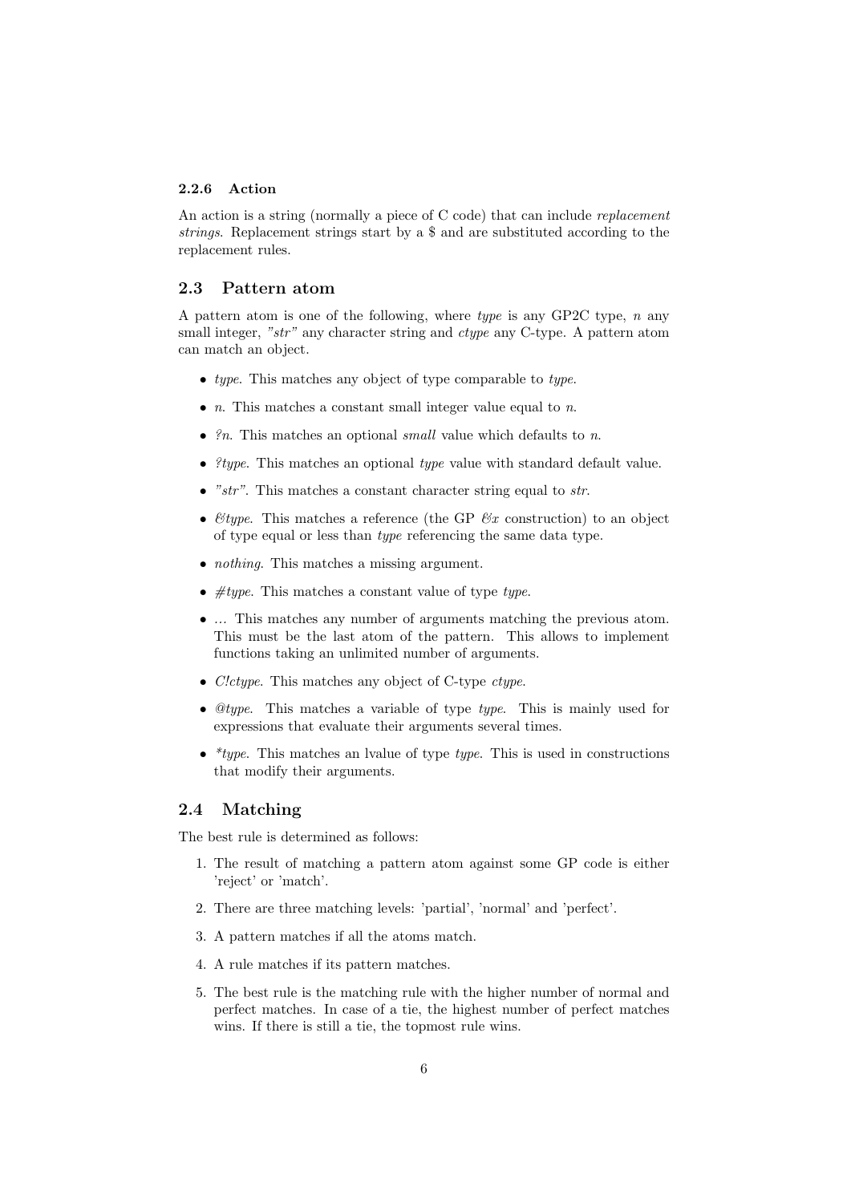#### 2.2.6 Action

An action is a string (normally a piece of C code) that can include *replacement strings*. Replacement strings start by a $ and are substituted according to the replacement rules.

## 2.3 Pattern atom

A pattern atom is one of the following, where *type* is any GP2C type, *n* any small integer, *"str"* any character string and *ctype* any C-type. A pattern atom can match an object.

- *type*. This matches any object of type comparable to *type*.
- *n*. This matches a constant small integer value equal to *n*.
- *?n*. This matches an optional *small* value which defaults to *n*.
- *?type*. This matches an optional *type* value with standard default value.
- *"str"*. This matches a constant character string equal to *str*.
- *&type*. This matches a reference (the GP *&x* construction) to an object of type equal or less than *type* referencing the same data type.
- *nothing*. This matches a missing argument.
- *#type*. This matches a constant value of type *type*.
- *...* This matches any number of arguments matching the previous atom. This must be the last atom of the pattern. This allows to implement functions taking an unlimited number of arguments.
- *C!ctype*. This matches any object of C-type *ctype*.
- *@type*. This matches a variable of type *type*. This is mainly used for expressions that evaluate their arguments several times.
- *\*type*. This matches an lvalue of type *type*. This is used in constructions that modify their arguments.

## 2.4 Matching

The best rule is determined as follows:

1. The result of matching a pattern atom against some GP code is either 'reject' or 'match'.
2. There are three matching levels: 'partial', 'normal' and 'perfect'.
3. A pattern matches if all the atoms match.
4. A rule matches if its pattern matches.
5. The best rule is the matching rule with the higher number of normal and perfect matches. In case of a tie, the highest number of perfect matches wins. If there is still a tie, the topmost rule wins.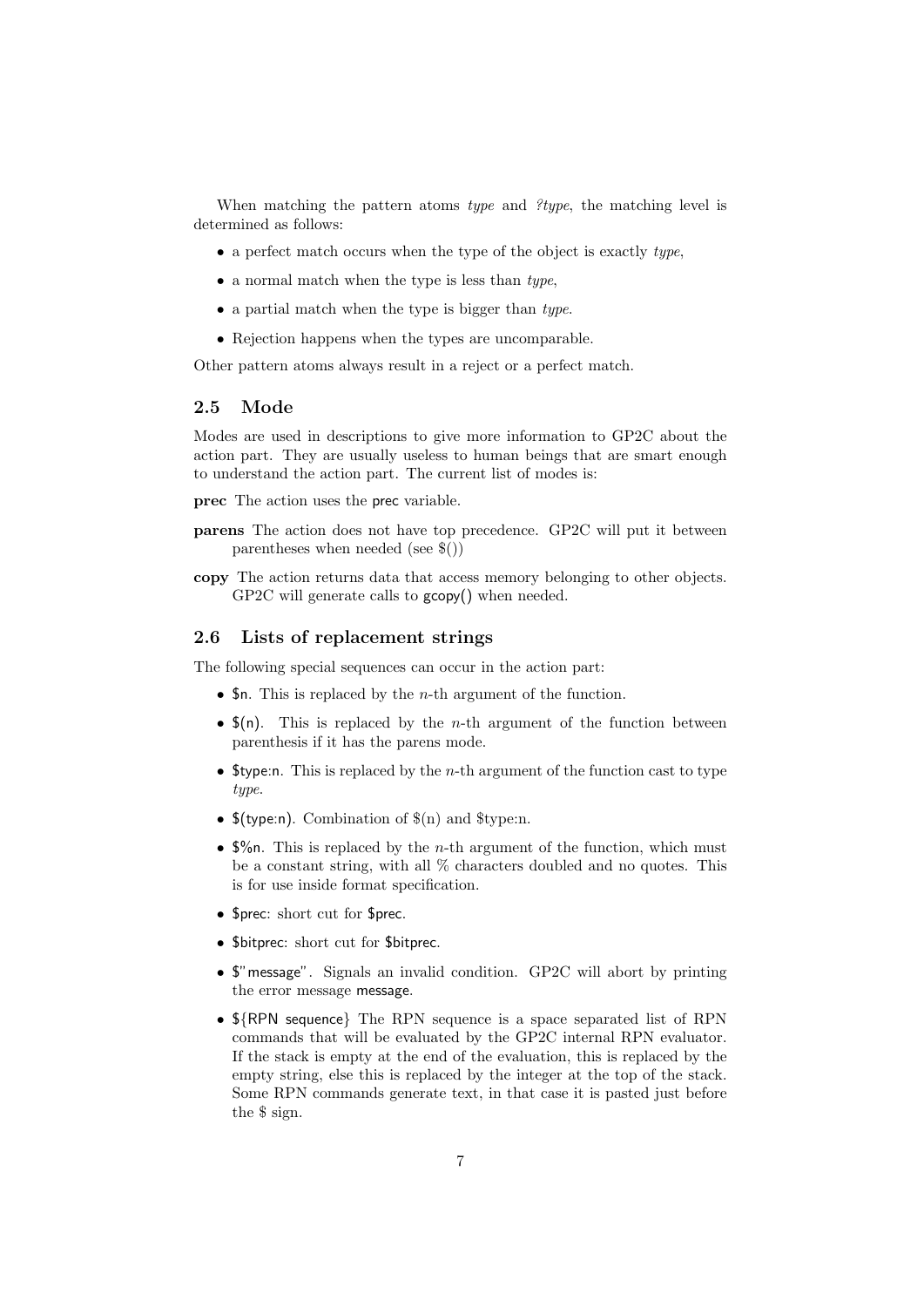When matching the pattern atoms *type* and *?type*, the matching level is determined as follows:

- a perfect match occurs when the type of the object is exactly *type*,
- a normal match when the type is less than *type*,
- a partial match when the type is bigger than *type*.
- Rejection happens when the types are uncomparable.

Other pattern atoms always result in a reject or a perfect match.

## 2.5 Mode

Modes are used in descriptions to give more information to GP2C about the action part. They are usually useless to human beings that are smart enough to understand the action part. The current list of modes is:

**prec** The action uses the prec variable.

**parens** The action does not have top precedence. GP2C will put it between parentheses when needed (see $())

**copy** The action returns data that access memory belonging to other objects. GP2C will generate calls to gcopy() when needed.

## 2.6 Lists of replacement strings

The following special sequences can occur in the action part:

- $n. This is replaced by the *n*-th argument of the function.
- $(n). This is replaced by the *n*-th argument of the function between parenthesis if it has the parens mode.
- $type:n. This is replaced by the *n*-th argument of the function cast to type *type*.
- $(type:n). Combination of $(n) and $type:n.
- $%n. This is replaced by the *n*-th argument of the function, which must be a constant string, with all % characters doubled and no quotes. This is for use inside format specification.
- $prec: short cut for $prec.
- $bitprec: short cut for $bitprec.
- $"message". Signals an invalid condition. GP2C will abort by printing the error message message.
- ${RPN sequence} The RPN sequence is a space separated list of RPN commands that will be evaluated by the GP2C internal RPN evaluator. If the stack is empty at the end of the evaluation, this is replaced by the empty string, else this is replaced by the integer at the top of the stack. Some RPN commands generate text, in that case it is pasted just before the $ sign.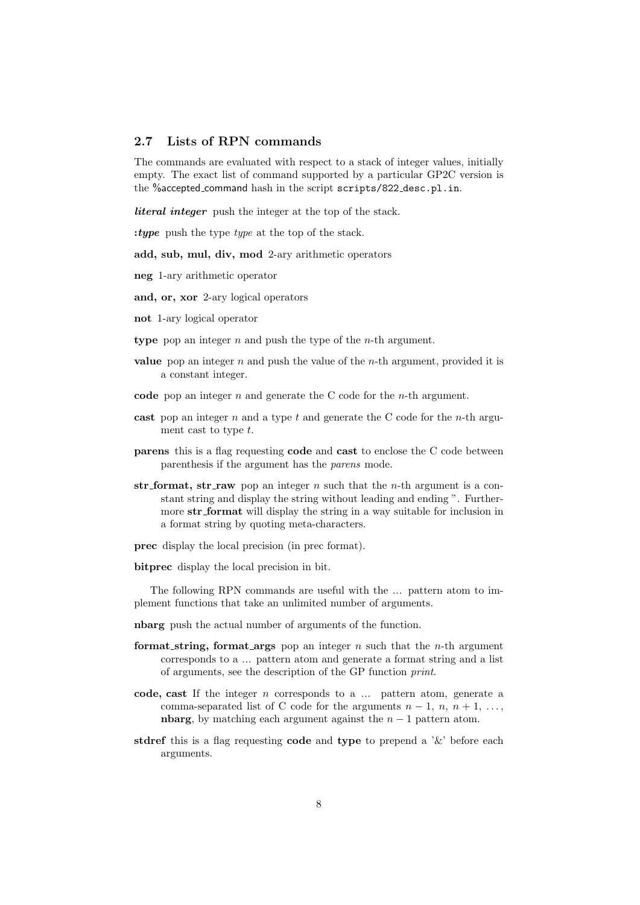## 2.7 Lists of RPN commands

The commands are evaluated with respect to a stack of integer values, initially empty. The exact list of command supported by a particular GP2C version is the `%accepted_command` hash in the script `scripts/822_desc.pl.in`.

***literal integer*** push the integer at the top of the stack.

**:*type*** push the type *type* at the top of the stack.

**add, sub, mul, div, mod** 2-ary arithmetic operators

**neg** 1-ary arithmetic operator

**and, or, xor** 2-ary logical operators

**not** 1-ary logical operator

**type** pop an integer $n$ and push the type of the $n$-th argument.

**value** pop an integer $n$ and push the value of the $n$-th argument, provided it is a constant integer.

**code** pop an integer $n$ and generate the C code for the $n$-th argument.

**cast** pop an integer $n$ and a type $t$ and generate the C code for the $n$-th argument cast to type $t$.

**parens** this is a flag requesting **code** and **cast** to enclose the C code between parenthesis if the argument has the *parens* mode.

**str_format, str_raw** pop an integer $n$ such that the $n$-th argument is a constant string and display the string without leading and ending ". Furthermore **str_format** will display the string in a way suitable for inclusion in a format string by quoting meta-characters.

**prec** display the local precision (in prec format).

**bitprec** display the local precision in bit.

The following RPN commands are useful with the ... pattern atom to implement functions that take an unlimited number of arguments.

**nbarg** push the actual number of arguments of the function.

**format_string, format_args** pop an integer $n$ such that the $n$-th argument corresponds to a ... pattern atom and generate a format string and a list of arguments, see the description of the GP function *print*.

**code, cast** If the integer $n$ corresponds to a ... pattern atom, generate a comma-separated list of C code for the arguments $n-1$, $n$, $n+1$, ..., **nbarg**, by matching each argument against the $n-1$ pattern atom.

**stdref** this is a flag requesting **code** and **type** to prepend a '&' before each arguments.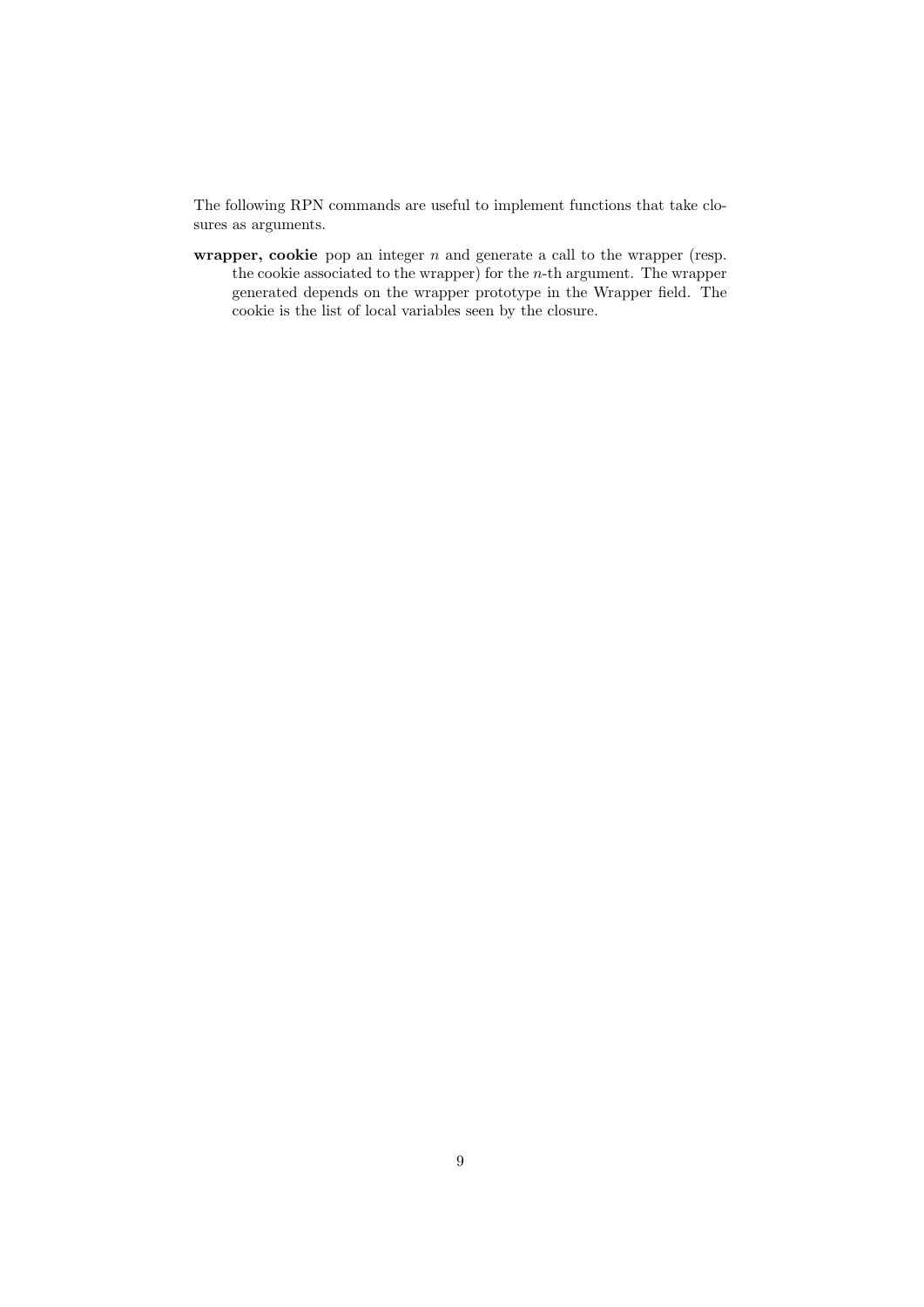The following RPN commands are useful to implement functions that take closures as arguments.

**wrapper, cookie** pop an integer $n$ and generate a call to the wrapper (resp. the cookie associated to the wrapper) for the $n$-th argument. The wrapper generated depends on the wrapper prototype in the Wrapper field. The cookie is the list of local variables seen by the closure.